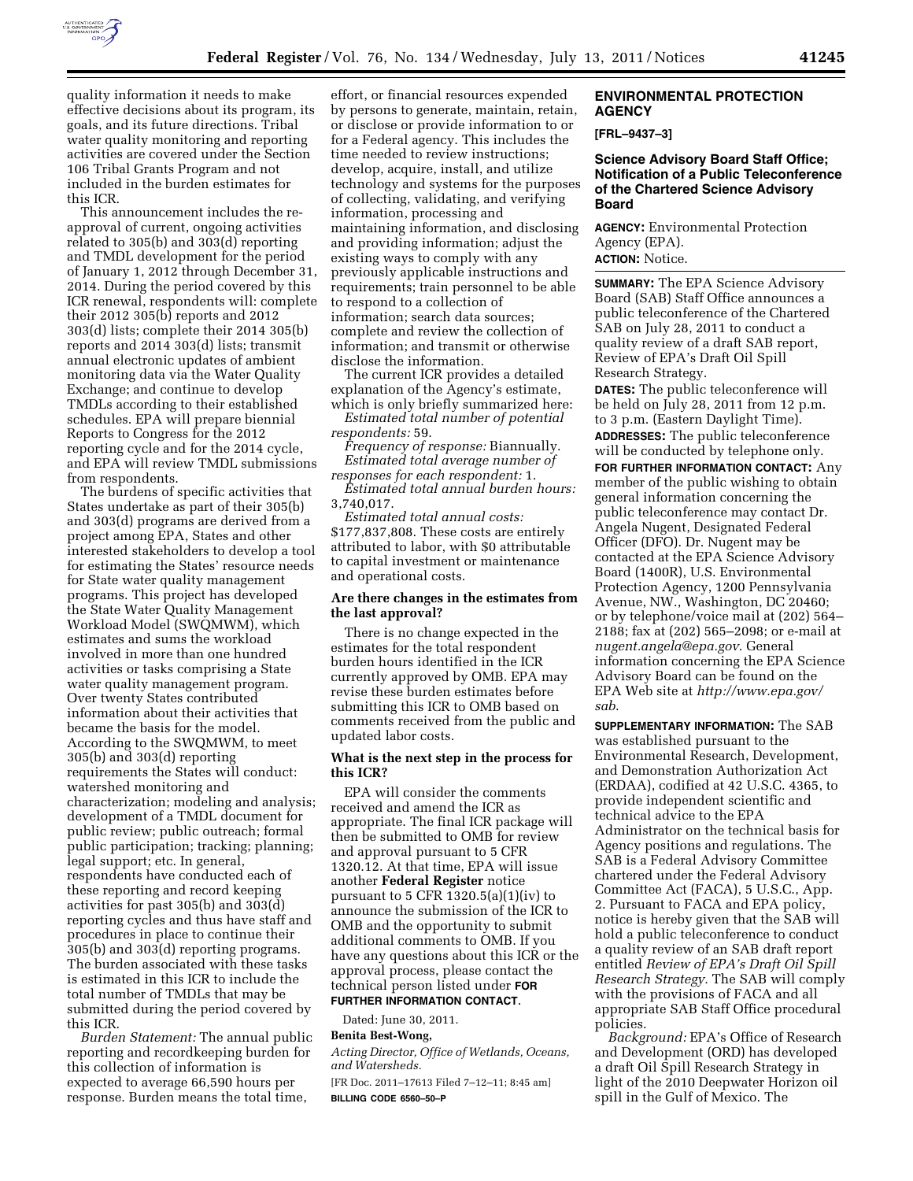quality information it needs to make effective decisions about its program, its goals, and its future directions. Tribal water quality monitoring and reporting activities are covered under the Section 106 Tribal Grants Program and not included in the burden estimates for this ICR.

This announcement includes the re-approval of current, ongoing activities related to 305(b) and 303(d) reporting and TMDL development for the period of January 1, 2012 through December 31, 2014. During the period covered by this ICR renewal, respondents will: complete their 2012 305(b) reports and 2012 303(d) lists; complete their 2014 305(b) reports and 2014 303(d) lists; transmit annual electronic updates of ambient monitoring data via the Water Quality Exchange; and continue to develop TMDLs according to their established schedules. EPA will prepare biennial Reports to Congress for the 2012 reporting cycle and for the 2014 cycle, and EPA will review TMDL submissions from respondents.

The burdens of specific activities that States undertake as part of their 305(b) and 303(d) programs are derived from a project among EPA, States and other interested stakeholders to develop a tool for estimating the States' resource needs for State water quality management programs. This project has developed the State Water Quality Management Workload Model (SWQMWM), which estimates and sums the workload involved in more than one hundred activities or tasks comprising a State water quality management program. Over twenty States contributed information about their activities that became the basis for the model. According to the SWQMWM, to meet 305(b) and 303(d) reporting requirements the States will conduct: watershed monitoring and characterization; modeling and analysis; development of a TMDL document for public review; public outreach; formal public participation; tracking; planning; legal support; etc. In general, respondents have conducted each of these reporting and record keeping activities for past 305(b) and 303(d) reporting cycles and thus have staff and procedures in place to continue their 305(b) and 303(d) reporting programs. The burden associated with these tasks is estimated in this ICR to include the total number of TMDLs that may be submitted during the period covered by this ICR.

*Burden Statement:* The annual public reporting and recordkeeping burden for this collection of information is expected to average 66,590 hours per response. Burden means the total time, effort, or financial resources expended by persons to generate, maintain, retain, or disclose or provide information to or for a Federal agency. This includes the time needed to review instructions; develop, acquire, install, and utilize technology and systems for the purposes of collecting, validating, and verifying information, processing and maintaining information, and disclosing and providing information; adjust the existing ways to comply with any previously applicable instructions and requirements; train personnel to be able to respond to a collection of information; search data sources; complete and review the collection of information; and transmit or otherwise disclose the information.

The current ICR provides a detailed explanation of the Agency's estimate, which is only briefly summarized here:

*Estimated total number of potential respondents:* 59.

*Frequency of response:* Biannually.

*Estimated total average number of responses for each respondent:* 1.

*Estimated total annual burden hours:* 3,740,017.

*Estimated total annual costs:* $177,837,808. These costs are entirely attributed to labor, with $0 attributable to capital investment or maintenance and operational costs.

### Are there changes in the estimates from the last approval?

There is no change expected in the estimates for the total respondent burden hours identified in the ICR currently approved by OMB. EPA may revise these burden estimates before submitting this ICR to OMB based on comments received from the public and updated labor costs.

### What is the next step in the process for this ICR?

EPA will consider the comments received and amend the ICR as appropriate. The final ICR package will then be submitted to OMB for review and approval pursuant to 5 CFR 1320.12. At that time, EPA will issue another **Federal Register** notice pursuant to 5 CFR 1320.5(a)(1)(iv) to announce the submission of the ICR to OMB and the opportunity to submit additional comments to OMB. If you have any questions about this ICR or the approval process, please contact the technical person listed under **FOR FURTHER INFORMATION CONTACT**.

Dated: June 30, 2011.

**Benita Best-Wong,**

*Acting Director, Office of Wetlands, Oceans, and Watersheds.*

[FR Doc. 2011–17613 Filed 7–12–11; 8:45 am]

**BILLING CODE 6560–50–P**

## ENVIRONMENTAL PROTECTION AGENCY

**[FRL–9437–3]**

### Science Advisory Board Staff Office; Notification of a Public Teleconference of the Chartered Science Advisory Board

**AGENCY:** Environmental Protection Agency (EPA).

**ACTION:** Notice.

**SUMMARY:** The EPA Science Advisory Board (SAB) Staff Office announces a public teleconference of the Chartered SAB on July 28, 2011 to conduct a quality review of a draft SAB report, Review of EPA's Draft Oil Spill Research Strategy.

**DATES:** The public teleconference will be held on July 28, 2011 from 12 p.m. to 3 p.m. (Eastern Daylight Time).

**ADDRESSES:** The public teleconference will be conducted by telephone only.

**FOR FURTHER INFORMATION CONTACT:** Any member of the public wishing to obtain general information concerning the public teleconference may contact Dr. Angela Nugent, Designated Federal Officer (DFO). Dr. Nugent may be contacted at the EPA Science Advisory Board (1400R), U.S. Environmental Protection Agency, 1200 Pennsylvania Avenue, NW., Washington, DC 20460; or by telephone/voice mail at (202) 564–2188; fax at (202) 565–2098; or e-mail at *nugent.angela@epa.gov*. General information concerning the EPA Science Advisory Board can be found on the EPA Web site at *http://www.epa.gov/sab*.

**SUPPLEMENTARY INFORMATION:** The SAB was established pursuant to the Environmental Research, Development, and Demonstration Authorization Act (ERDAA), codified at 42 U.S.C. 4365, to provide independent scientific and technical advice to the EPA Administrator on the technical basis for Agency positions and regulations. The SAB is a Federal Advisory Committee chartered under the Federal Advisory Committee Act (FACA), 5 U.S.C., App. 2. Pursuant to FACA and EPA policy, notice is hereby given that the SAB will hold a public teleconference to conduct a quality review of an SAB draft report entitled *Review of EPA's Draft Oil Spill Research Strategy.* The SAB will comply with the provisions of FACA and all appropriate SAB Staff Office procedural policies.

*Background:* EPA's Office of Research and Development (ORD) has developed a draft Oil Spill Research Strategy in light of the 2010 Deepwater Horizon oil spill in the Gulf of Mexico. The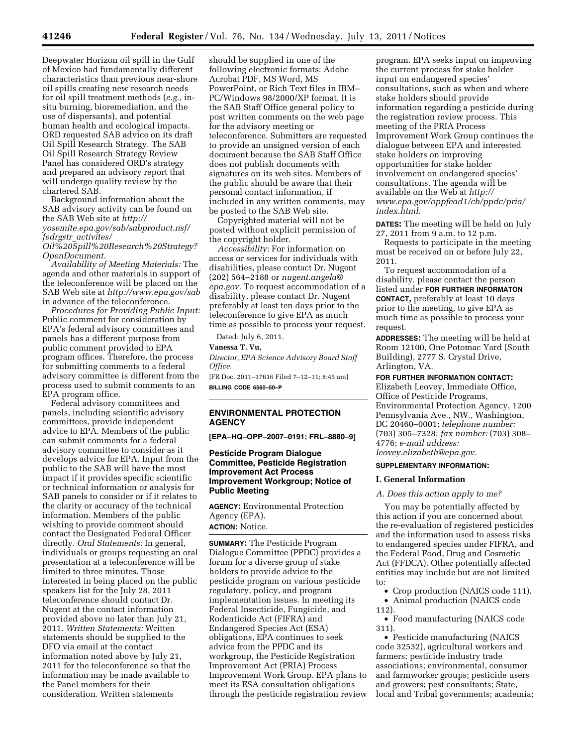Deepwater Horizon oil spill in the Gulf of Mexico had fundamentally different characteristics than previous near-shore oil spills creating new research needs for oil spill treatment methods (*e.g.,* in-situ burning, bioremediation, and the use of dispersants), and potential human health and ecological impacts. ORD requested SAB advice on its draft Oil Spill Research Strategy. The SAB Oil Spill Research Strategy Review Panel has considered ORD's strategy and prepared an advisory report that will undergo quality review by the chartered SAB.

Background information about the SAB advisory activity can be found on the SAB Web site at *http://yosemite.epa.gov/sab/sabproduct.nsf/fedrgstr_activites/Oil%20Spill%20Research%20Strategy?OpenDocument.*

*Availability of Meeting Materials:* The agenda and other materials in support of the teleconference will be placed on the SAB Web site at *http://www.epa.gov/sab* in advance of the teleconference.

*Procedures for Providing Public Input:* Public comment for consideration by EPA's federal advisory committees and panels has a different purpose from public comment provided to EPA program offices. Therefore, the process for submitting comments to a federal advisory committee is different from the process used to submit comments to an EPA program office.

Federal advisory committees and panels, including scientific advisory committees, provide independent advice to EPA. Members of the public can submit comments for a federal advisory committee to consider as it develops advice for EPA. Input from the public to the SAB will have the most impact if it provides specific scientific or technical information or analysis for SAB panels to consider or if it relates to the clarity or accuracy of the technical information. Members of the public wishing to provide comment should contact the Designated Federal Officer directly. *Oral Statements:* In general, individuals or groups requesting an oral presentation at a teleconference will be limited to three minutes. Those interested in being placed on the public speakers list for the July 28, 2011 teleconference should contact Dr. Nugent at the contact information provided above no later than July 21, 2011. *Written Statements:* Written statements should be supplied to the DFO via email at the contact information noted above by July 21, 2011 for the teleconference so that the information may be made available to the Panel members for their consideration. Written statements should be supplied in one of the following electronic formats: Adobe Acrobat PDF, MS Word, MS PowerPoint, or Rich Text files in IBM–PC/Windows 98/2000/XP format. It is the SAB Staff Office general policy to post written comments on the web page for the advisory meeting or teleconference. Submitters are requested to provide an unsigned version of each document because the SAB Staff Office does not publish documents with signatures on its web sites. Members of the public should be aware that their personal contact information, if included in any written comments, may be posted to the SAB Web site.

Copyrighted material will not be posted without explicit permission of the copyright holder.

*Accessibility:* For information on access or services for individuals with disabilities, please contact Dr. Nugent (202) 564–2188 or *nugent.angela@epa.gov.* To request accommodation of a disability, please contact Dr. Nugent preferably at least ten days prior to the teleconference to give EPA as much time as possible to process your request.

Dated: July 6, 2011.

**Vanessa T. Vu,**

*Director, EPA Science Advisory Board Staff Office.*

[FR Doc. 2011–17616 Filed 7–12–11; 8:45 am]

**BILLING CODE 6560–50–P**

## ENVIRONMENTAL PROTECTION AGENCY

**[EPA–HQ–OPP–2007–0191; FRL–8880–9]**

## Pesticide Program Dialogue Committee, Pesticide Registration Improvement Act Process Improvement Workgroup; Notice of Public Meeting

**AGENCY:** Environmental Protection Agency (EPA).

**ACTION:** Notice.

**SUMMARY:** The Pesticide Program Dialogue Committee (PPDC) provides a forum for a diverse group of stake holders to provide advice to the pesticide program on various pesticide regulatory, policy, and program implementation issues. In meeting its Federal Insecticide, Fungicide, and Rodenticide Act (FIFRA) and Endangered Species Act (ESA) obligations, EPA continues to seek advice from the PPDC and its workgroup, the Pesticide Registration Improvement Act (PRIA) Process Improvement Work Group. EPA plans to meet its ESA consultation obligations through the pesticide registration review program. EPA seeks input on improving the current process for stake holder input on endangered species' consultations, such as when and where stake holders should provide information regarding a pesticide during the registration review process. This meeting of the PRIA Process Improvement Work Group continues the dialogue between EPA and interested stake holders on improving opportunities for stake holder involvement on endangered species' consultations. The agenda will be available on the Web at *http://www.epa.gov/oppfead1/cb/ppdc/pria/index.html.*

**DATES:** The meeting will be held on July 27, 2011 from 9 a.m. to 12 p.m.

Requests to participate in the meeting must be received on or before July 22, 2011.

To request accommodation of a disability, please contact the person listed under **FOR FURTHER INFORMATON CONTACT,** preferably at least 10 days prior to the meeting, to give EPA as much time as possible to process your request.

**ADDRESSES:** The meeting will be held at Room 12100, One Potomac Yard (South Building), 2777 S. Crystal Drive, Arlington, VA.

**FOR FURTHER INFORMATION CONTACT:** Elizabeth Leovey, Immediate Office, Office of Pesticide Programs, Environmental Protection Agency, 1200 Pennsylvania Ave., NW., Washington, DC 20460–0001; *telephone number:* (703) 305–7328; *fax number:* (703) 308–4776; *e-mail address: leovey.elizabeth@epa.gov.*

**SUPPLEMENTARY INFORMATION:**

### I. General Information

*A. Does this action apply to me?*

You may be potentially affected by this action if you are concerned about the re-evaluation of registered pesticides and the information used to assess risks to endangered species under FIFRA, and the Federal Food, Drug and Cosmetic Act (FFDCA). Other potentially affected entities may include but are not limited to:

- Crop production (NAICS code 111).
- Animal production (NAICS code 112).
- Food manufacturing (NAICS code 311).
- Pesticide manufacturing (NAICS code 32532), agricultural workers and farmers; pesticide industry trade associations; environmental, consumer and farmworker groups; pesticide users and growers; pest consultants; State, local and Tribal governments; academia;